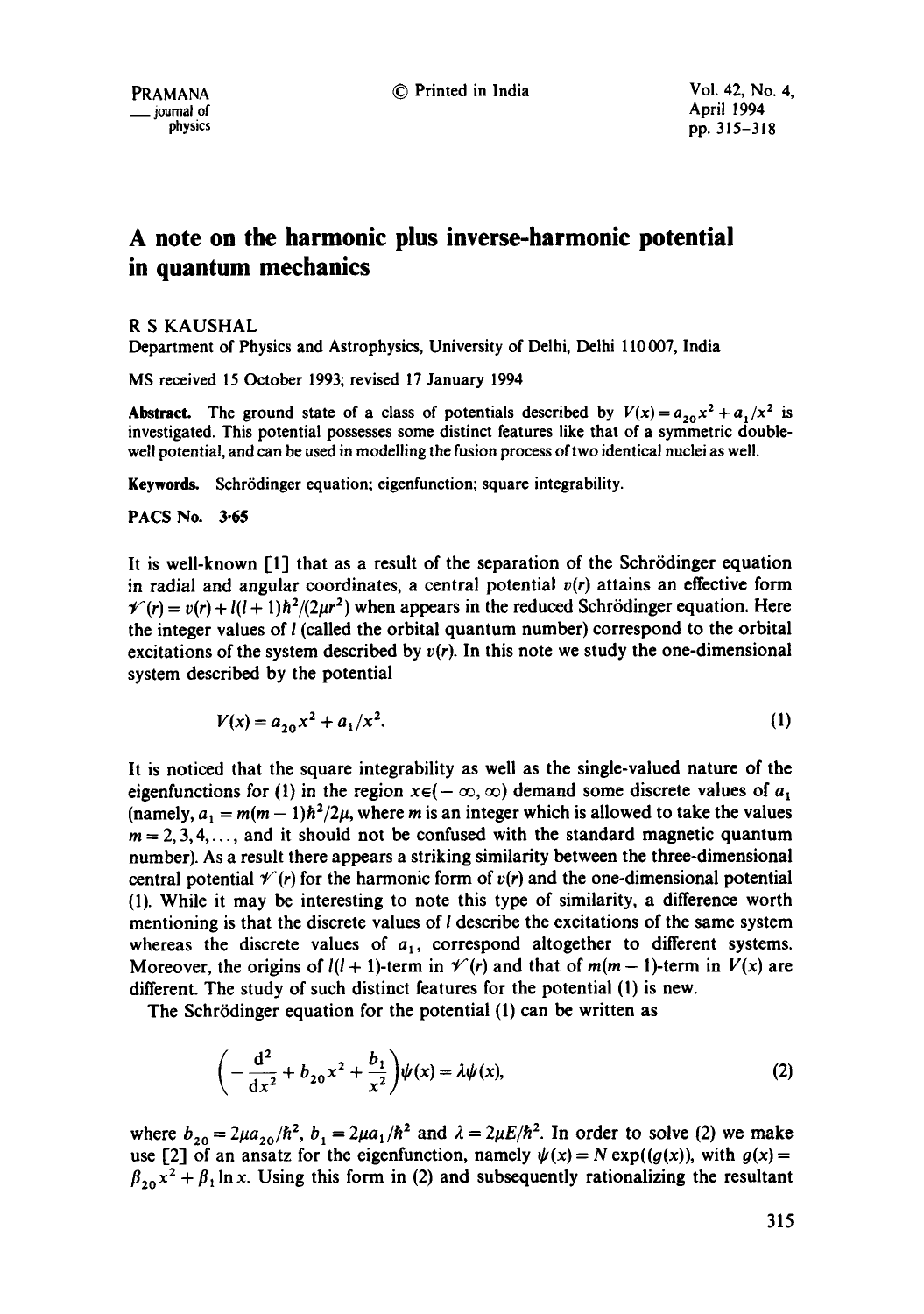# A note on the harmonic plus inverse-harmonic potential in quantum mechanics

R S KAUSHAL

Department of Physics and Astrophysics, University of Delhi, Delhi 110007, India

MS received 15 October 1993; revised 17 January 1994

**Abstract.** The ground state of a class of potentials described by $V(x) = a_{20}x^2 + a_1/x^2$ is investigated. This potential possesses some distinct features like that of a symmetric double-well potential, and can be used in modelling the fusion process of two identical nuclei as well.

**Keywords.** Schrödinger equation; eigenfunction; square integrability.

**PACS No.** 3·65

It is well-known [1] that as a result of the separation of the Schrödinger equation in radial and angular coordinates, a central potential $v(r)$ attains an effective form $\mathscr{V}(r) = v(r) + l(l+1)\hbar^2/(2\mu r^2)$ when appears in the reduced Schrödinger equation. Here the integer values of $l$ (called the orbital quantum number) correspond to the orbital excitations of the system described by $v(r)$. In this note we study the one-dimensional system described by the potential

$$V(x) = a_{20}x^2 + a_1/x^2. \tag{1}$$

It is noticed that the square integrability as well as the single-valued nature of the eigenfunctions for (1) in the region $x \in (-\infty, \infty)$ demand some discrete values of $a_1$ (namely, $a_1 = m(m-1)\hbar^2/2\mu$, where $m$ is an integer which is allowed to take the values $m = 2, 3, 4, \ldots$, and it should not be confused with the standard magnetic quantum number). As a result there appears a striking similarity between the three-dimensional central potential $\mathscr{V}(r)$ for the harmonic form of $v(r)$ and the one-dimensional potential (1). While it may be interesting to note this type of similarity, a difference worth mentioning is that the discrete values of $l$ describe the excitations of the same system whereas the discrete values of $a_1$, correspond altogether to different systems. Moreover, the origins of $l(l+1)$-term in $\mathscr{V}(r)$ and that of $m(m-1)$-term in $V(x)$ are different. The study of such distinct features for the potential (1) is new.

The Schrödinger equation for the potential (1) can be written as

$$\left(-\frac{d^2}{dx^2} + b_{20}x^2 + \frac{b_1}{x^2}\right)\psi(x) = \lambda\psi(x), \tag{2}$$

where $b_{20} = 2\mu a_{20}/\hbar^2$, $b_1 = 2\mu a_1/\hbar^2$ and $\lambda = 2\mu E/\hbar^2$. In order to solve (2) we make use [2] of an ansatz for the eigenfunction, namely $\psi(x) = N\exp((g(x))$, with $g(x) = \beta_{20}x^2 + \beta_1 \ln x$. Using this form in (2) and subsequently rationalizing the resultant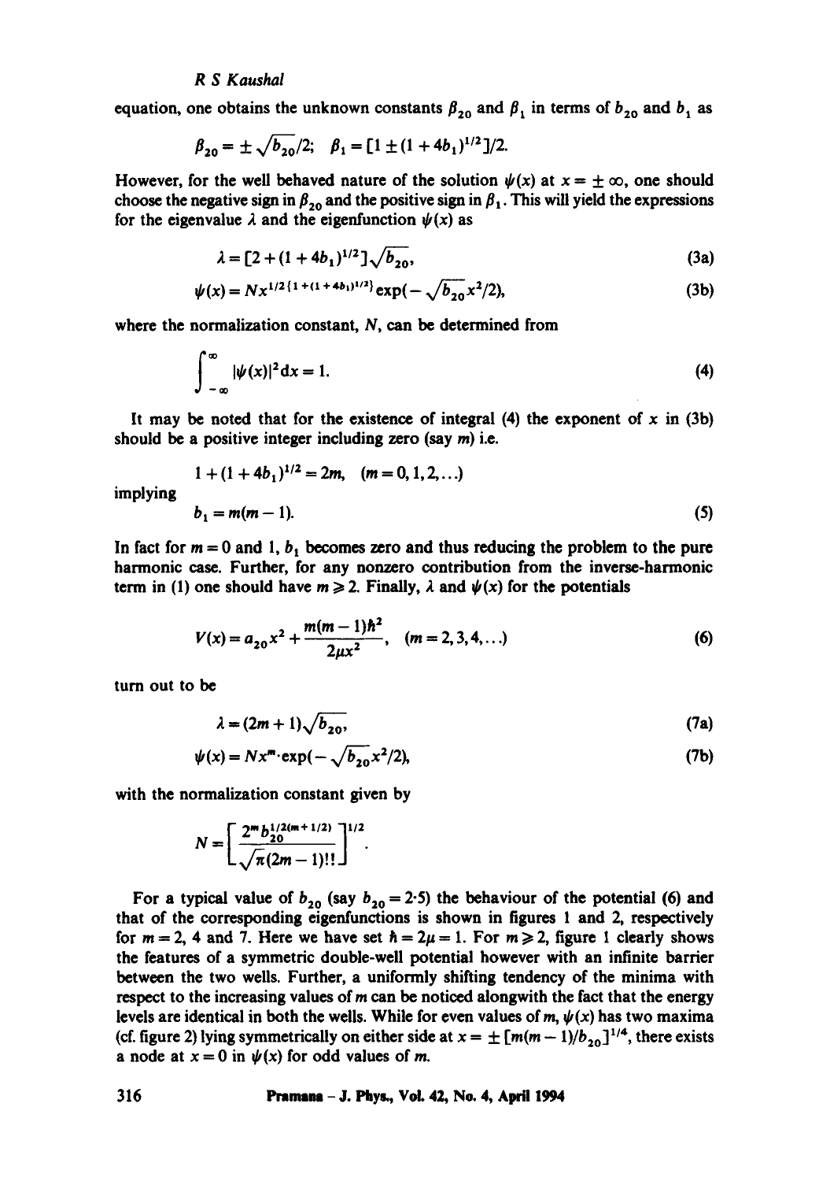equation, one obtains the unknown constants $\beta_{20}$ and $\beta_1$ in terms of $b_{20}$ and $b_1$ as

$$\beta_{20} = \pm\sqrt{b_{20}}/2; \quad \beta_1 = [1 \pm (1+4b_1)^{1/2}]/2.$$

However, for the well behaved nature of the solution $\psi(x)$ at $x = \pm\infty$, one should choose the negative sign in $\beta_{20}$ and the positive sign in $\beta_1$. This will yield the expressions for the eigenvalue $\lambda$ and the eigenfunction $\psi(x)$ as

$$\lambda = [2 + (1+4b_1)^{1/2}]\sqrt{b_{20}}, \tag{3a}$$

$$\psi(x) = N x^{1/2\{1+(1+4b_1)^{1/2}\}} \exp(-\sqrt{b_{20}}\,x^2/2), \tag{3b}$$

where the normalization constant, $N$, can be determined from

$$\int_{-\infty}^{\infty} |\psi(x)|^2 \mathrm{d}x = 1. \tag{4}$$

It may be noted that for the existence of integral (4) the exponent of $x$ in (3b) should be a positive integer including zero (say $m$) i.e.

$$1 + (1+4b_1)^{1/2} = 2m, \quad (m = 0, 1, 2, \ldots)$$

implying

$$b_1 = m(m-1). \tag{5}$$

In fact for $m = 0$ and 1, $b_1$ becomes zero and thus reducing the problem to the pure harmonic case. Further, for any nonzero contribution from the inverse-harmonic term in (1) one should have $m \geq 2$. Finally, $\lambda$ and $\psi(x)$ for the potentials

$$V(x) = a_{20}x^2 + \frac{m(m-1)\hbar^2}{2\mu x^2}, \quad (m = 2, 3, 4, \ldots) \tag{6}$$

turn out to be

$$\lambda = (2m+1)\sqrt{b_{20}}, \tag{7a}$$

$$\psi(x) = N x^m \cdot \exp(-\sqrt{b_{20}}\,x^2/2), \tag{7b}$$

with the normalization constant given by

$$N = \left[\frac{2^m b_{20}^{1/2(m+1/2)}}{\sqrt{\pi}(2m-1)!!}\right]^{1/2}.$$

For a typical value of $b_{20}$ (say $b_{20} = 2{\cdot}5$) the behaviour of the potential (6) and that of the corresponding eigenfunctions is shown in figures 1 and 2, respectively for $m = 2$, 4 and 7. Here we have set $\hbar = 2\mu = 1$. For $m \geq 2$, figure 1 clearly shows the features of a symmetric double-well potential however with an infinite barrier between the two wells. Further, a uniformly shifting tendency of the minima with respect to the increasing values of $m$ can be noticed alongwith the fact that the energy levels are identical in both the wells. While for even values of $m$, $\psi(x)$ has two maxima (cf. figure 2) lying symmetrically on either side at $x = \pm[m(m-1)/b_{20}]^{1/4}$, there exists a node at $x = 0$ in $\psi(x)$ for odd values of $m$.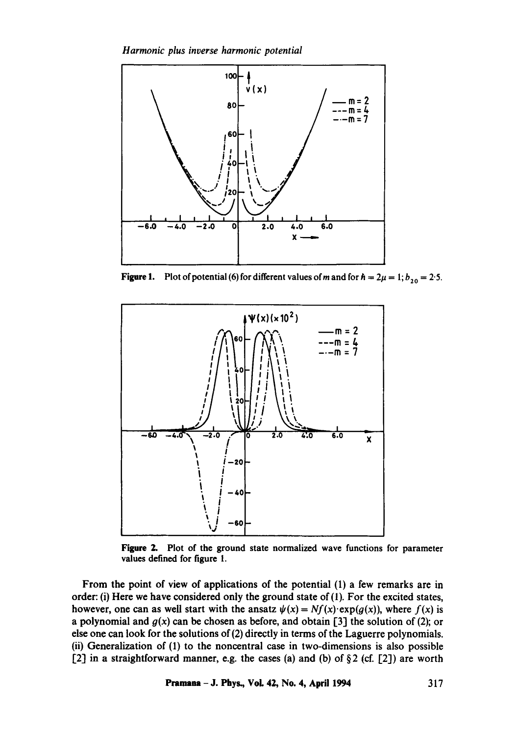Figure 1. Plot of potential (6) for different values of $m$ and for $\hbar = 2\mu = 1$; $b_{20} = 2.5$.

Figure 2. Plot of the ground state normalized wave functions for parameter values defined for figure 1.

From the point of view of applications of the potential (1) a few remarks are in order: (i) Here we have considered only the ground state of (1). For the excited states, however, one can as well start with the ansatz $\psi(x) = Nf(x)\cdot\exp(g(x))$, where $f(x)$ is a polynomial and $g(x)$ can be chosen as before, and obtain [3] the solution of (2); or else one can look for the solutions of (2) directly in terms of the Laguerre polynomials. (ii) Generalization of (1) to the noncentral case in two-dimensions is also possible [2] in a straightforward manner, e.g. the cases (a) and (b) of §2 (cf. [2]) are worth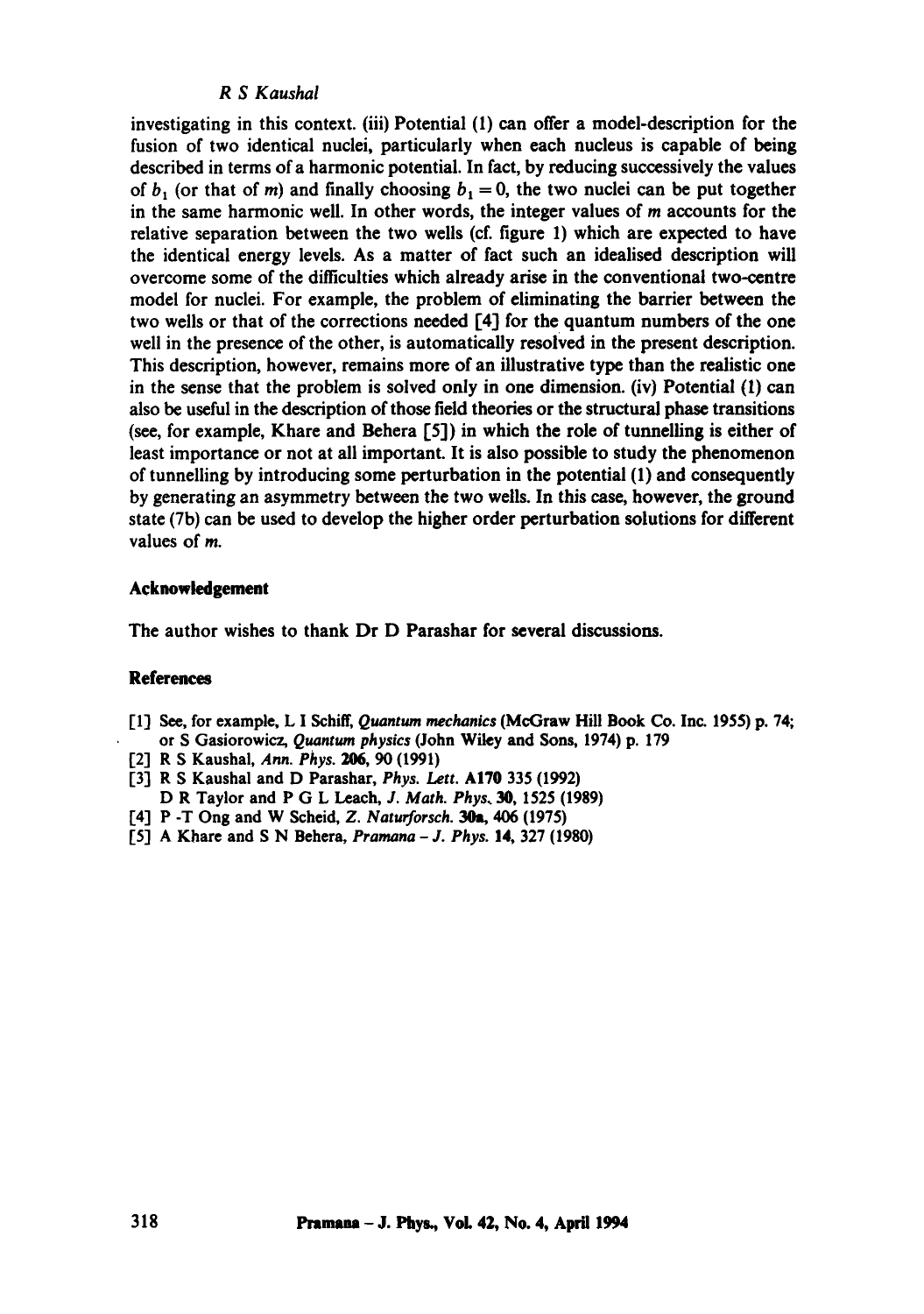investigating in this context. (iii) Potential (1) can offer a model-description for the fusion of two identical nuclei, particularly when each nucleus is capable of being described in terms of a harmonic potential. In fact, by reducing successively the values of $b_1$ (or that of $m$) and finally choosing $b_1 = 0$, the two nuclei can be put together in the same harmonic well. In other words, the integer values of $m$ accounts for the relative separation between the two wells (cf. figure 1) which are expected to have the identical energy levels. As a matter of fact such an idealised description will overcome some of the difficulties which already arise in the conventional two-centre model for nuclei. For example, the problem of eliminating the barrier between the two wells or that of the corrections needed [4] for the quantum numbers of the one well in the presence of the other, is automatically resolved in the present description. This description, however, remains more of an illustrative type than the realistic one in the sense that the problem is solved only in one dimension. (iv) Potential (1) can also be useful in the description of those field theories or the structural phase transitions (see, for example, Khare and Behera [5]) in which the role of tunnelling is either of least importance or not at all important. It is also possible to study the phenomenon of tunnelling by introducing some perturbation in the potential (1) and consequently by generating an asymmetry between the two wells. In this case, however, the ground state (7b) can be used to develop the higher order perturbation solutions for different values of $m$.

## Acknowledgement

The author wishes to thank Dr D Parashar for several discussions.

## References

[1] See, for example, L I Schiff, *Quantum mechanics* (McGraw Hill Book Co. Inc. 1955) p. 74; or S Gasiorowicz, *Quantum physics* (John Wiley and Sons, 1974) p. 179

[2] R S Kaushal, *Ann. Phys.* **206**, 90 (1991)

[3] R S Kaushal and D Parashar, *Phys. Lett.* **A170** 335 (1992)
D R Taylor and P G L Leach, *J. Math. Phys.* **30**, 1525 (1989)

[4] P -T Ong and W Scheid, *Z. Naturforsch.* **30a**, 406 (1975)

[5] A Khare and S N Behera, *Pramana – J. Phys.* **14**, 327 (1980)